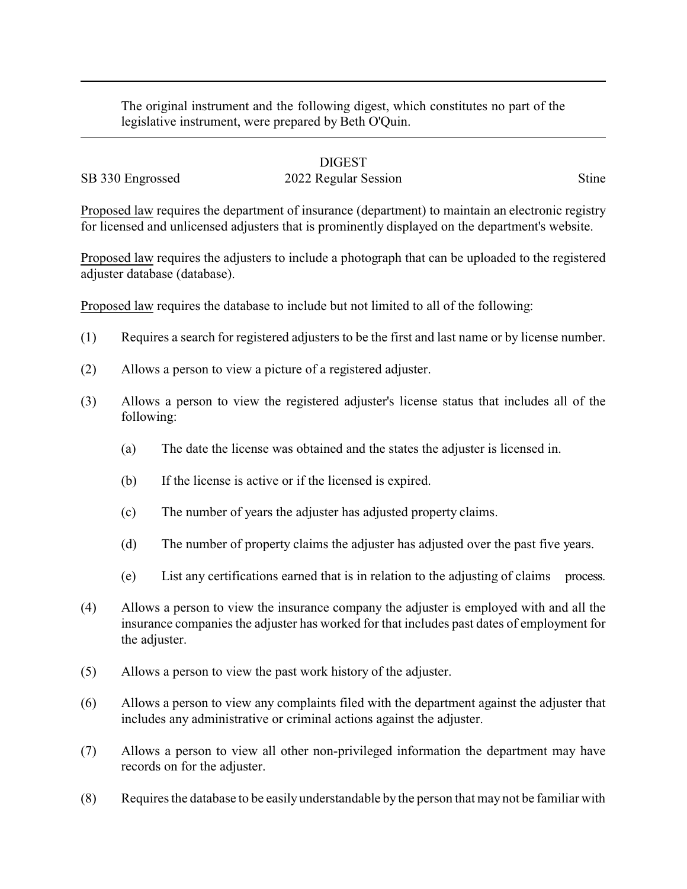The original instrument and the following digest, which constitutes no part of the legislative instrument, were prepared by Beth O'Quin.

---

# DIGEST

SB 330 Engrossed | 2022 Regular Session | Stine

Proposed law requires the department of insurance (department) to maintain an electronic registry for licensed and unlicensed adjusters that is prominently displayed on the department's website.

Proposed law requires the adjusters to include a photograph that can be uploaded to the registered adjuster database (database).

Proposed law requires the database to include but not limited to all of the following:

(1) Requires a search for registered adjusters to be the first and last name or by license number.

(2) Allows a person to view a picture of a registered adjuster.

(3) Allows a person to view the registered adjuster's license status that includes all of the following:

  (a) The date the license was obtained and the states the adjuster is licensed in.

  (b) If the license is active or if the licensed is expired.

  (c) The number of years the adjuster has adjusted property claims.

  (d) The number of property claims the adjuster has adjusted over the past five years.

  (e) List any certifications earned that is in relation to the adjusting of claims process.

(4) Allows a person to view the insurance company the adjuster is employed with and all the insurance companies the adjuster has worked for that includes past dates of employment for the adjuster.

(5) Allows a person to view the past work history of the adjuster.

(6) Allows a person to view any complaints filed with the department against the adjuster that includes any administrative or criminal actions against the adjuster.

(7) Allows a person to view all other non-privileged information the department may have records on for the adjuster.

(8) Requires the database to be easily understandable by the person that may not be familiar with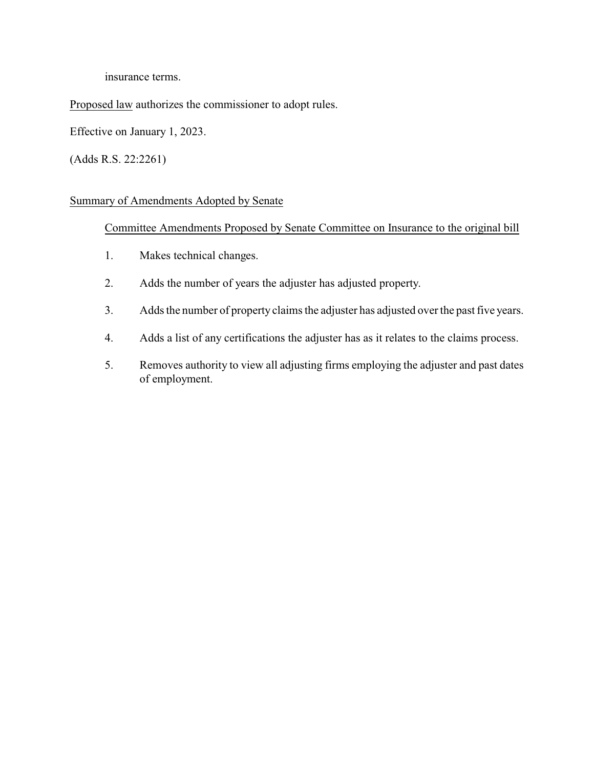insurance terms.

Proposed law authorizes the commissioner to adopt rules.

Effective on January 1, 2023.

(Adds R.S. 22:2261)

Summary of Amendments Adopted by Senate

Committee Amendments Proposed by Senate Committee on Insurance to the original bill

1. Makes technical changes.
2. Adds the number of years the adjuster has adjusted property.
3. Adds the number of property claims the adjuster has adjusted over the past five years.
4. Adds a list of any certifications the adjuster has as it relates to the claims process.
5. Removes authority to view all adjusting firms employing the adjuster and past dates of employment.